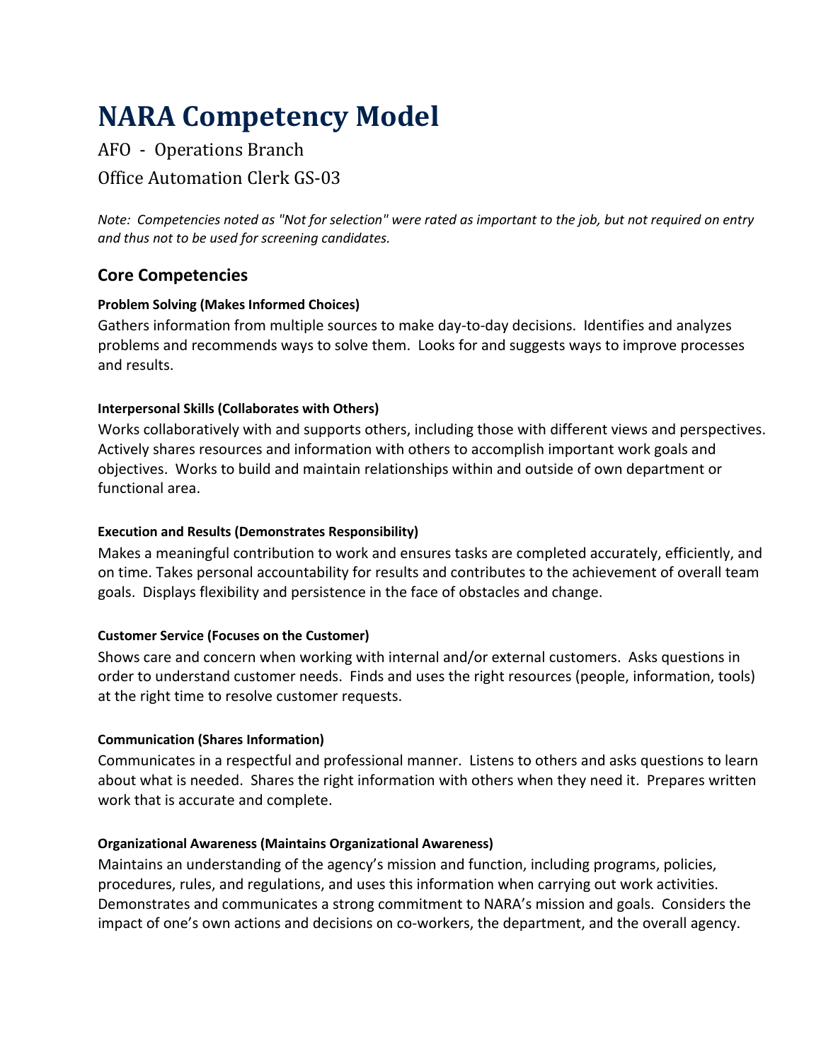# NARA Competency Model

AFO - Operations Branch

Office Automation Clerk GS-03

*Note: Competencies noted as "Not for selection" were rated as important to the job, but not required on entry and thus not to be used for screening candidates.*

## Core Competencies

#### Problem Solving (Makes Informed Choices)

Gathers information from multiple sources to make day-to-day decisions. Identifies and analyzes problems and recommends ways to solve them. Looks for and suggests ways to improve processes and results.

#### Interpersonal Skills (Collaborates with Others)

Works collaboratively with and supports others, including those with different views and perspectives. Actively shares resources and information with others to accomplish important work goals and objectives. Works to build and maintain relationships within and outside of own department or functional area.

#### Execution and Results (Demonstrates Responsibility)

Makes a meaningful contribution to work and ensures tasks are completed accurately, efficiently, and on time. Takes personal accountability for results and contributes to the achievement of overall team goals. Displays flexibility and persistence in the face of obstacles and change.

#### Customer Service (Focuses on the Customer)

Shows care and concern when working with internal and/or external customers. Asks questions in order to understand customer needs. Finds and uses the right resources (people, information, tools) at the right time to resolve customer requests.

#### Communication (Shares Information)

Communicates in a respectful and professional manner. Listens to others and asks questions to learn about what is needed. Shares the right information with others when they need it. Prepares written work that is accurate and complete.

#### Organizational Awareness (Maintains Organizational Awareness)

Maintains an understanding of the agency's mission and function, including programs, policies, procedures, rules, and regulations, and uses this information when carrying out work activities. Demonstrates and communicates a strong commitment to NARA's mission and goals. Considers the impact of one's own actions and decisions on co-workers, the department, and the overall agency.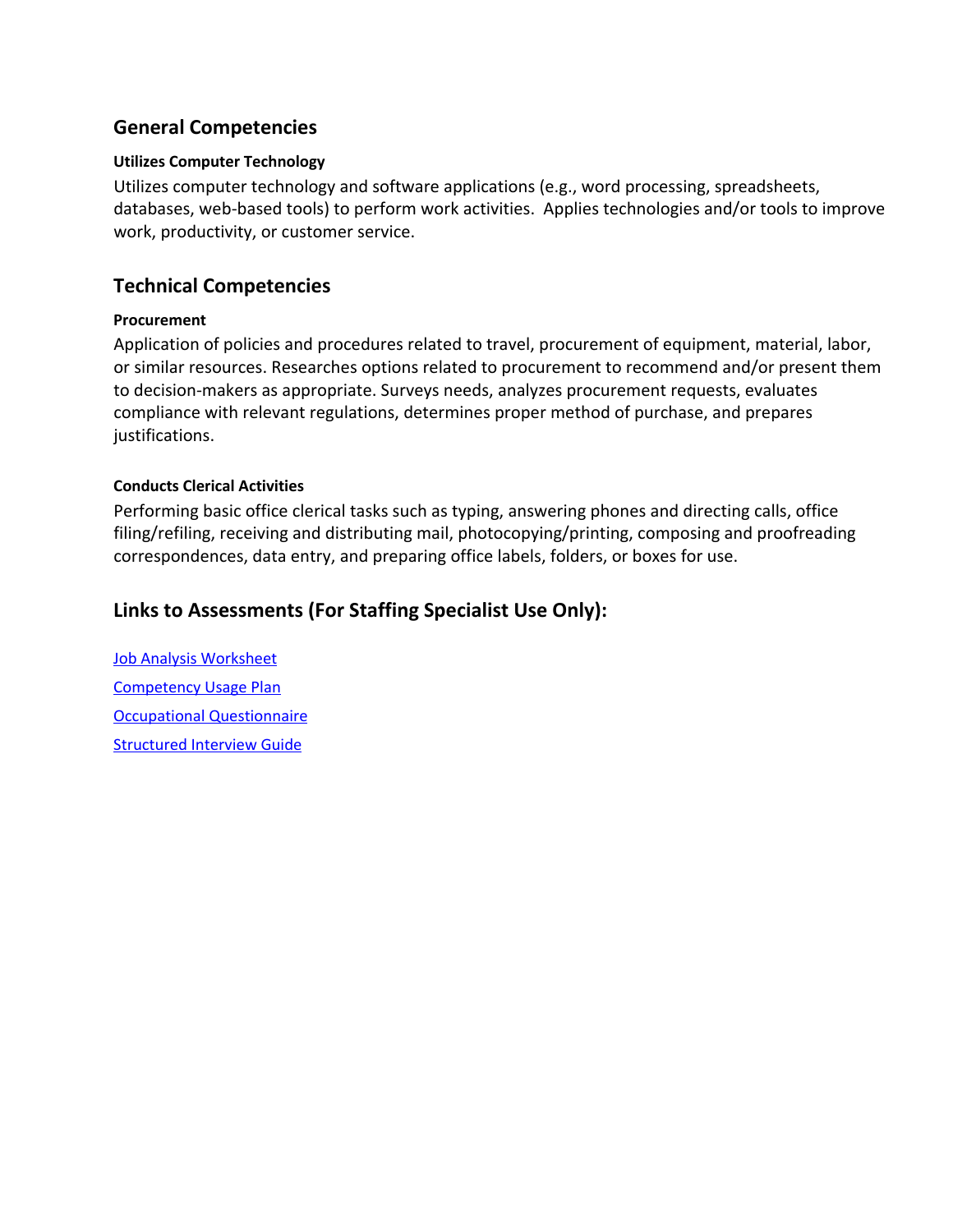## General Competencies

#### Utilizes Computer Technology

Utilizes computer technology and software applications (e.g., word processing, spreadsheets, databases, web-based tools) to perform work activities. Applies technologies and/or tools to improve work, productivity, or customer service.

## Technical Competencies

#### Procurement

Application of policies and procedures related to travel, procurement of equipment, material, labor, or similar resources. Researches options related to procurement to recommend and/or present them to decision-makers as appropriate. Surveys needs, analyzes procurement requests, evaluates compliance with relevant regulations, determines proper method of purchase, and prepares justifications.

#### Conducts Clerical Activities

Performing basic office clerical tasks such as typing, answering phones and directing calls, office filing/refiling, receiving and distributing mail, photocopying/printing, composing and proofreading correspondences, data entry, and preparing office labels, folders, or boxes for use.

## Links to Assessments (For Staffing Specialist Use Only):

Job Analysis Worksheet

Competency Usage Plan

Occupational Questionnaire

Structured Interview Guide